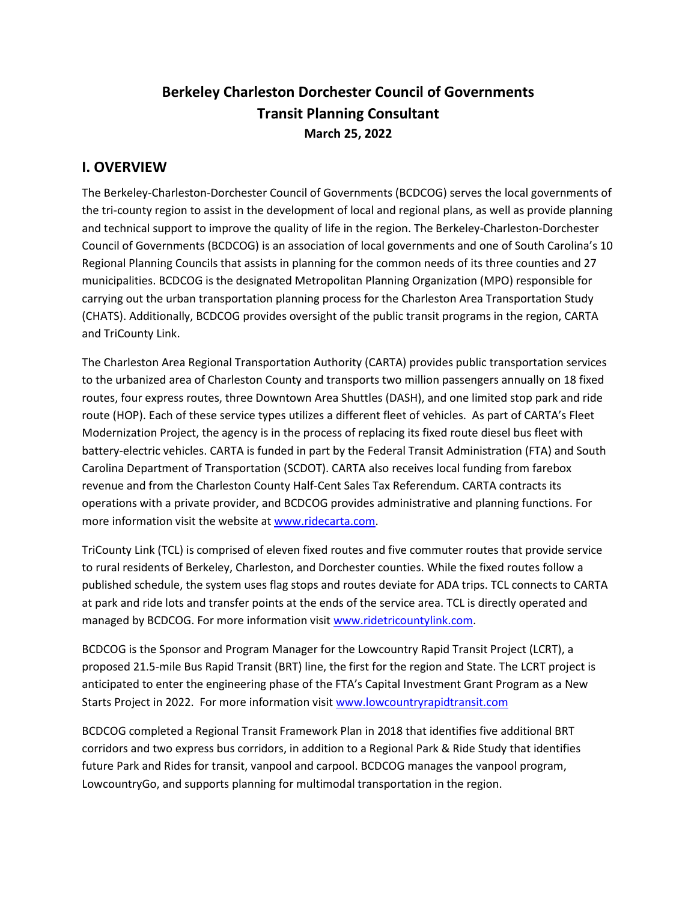# Berkeley Charleston Dorchester Council of Governments
# Transit Planning Consultant
**March 25, 2022**

## I. OVERVIEW

The Berkeley-Charleston-Dorchester Council of Governments (BCDCOG) serves the local governments of the tri-county region to assist in the development of local and regional plans, as well as provide planning and technical support to improve the quality of life in the region. The Berkeley-Charleston-Dorchester Council of Governments (BCDCOG) is an association of local governments and one of South Carolina's 10 Regional Planning Councils that assists in planning for the common needs of its three counties and 27 municipalities. BCDCOG is the designated Metropolitan Planning Organization (MPO) responsible for carrying out the urban transportation planning process for the Charleston Area Transportation Study (CHATS). Additionally, BCDCOG provides oversight of the public transit programs in the region, CARTA and TriCounty Link.

The Charleston Area Regional Transportation Authority (CARTA) provides public transportation services to the urbanized area of Charleston County and transports two million passengers annually on 18 fixed routes, four express routes, three Downtown Area Shuttles (DASH), and one limited stop park and ride route (HOP). Each of these service types utilizes a different fleet of vehicles. As part of CARTA's Fleet Modernization Project, the agency is in the process of replacing its fixed route diesel bus fleet with battery-electric vehicles. CARTA is funded in part by the Federal Transit Administration (FTA) and South Carolina Department of Transportation (SCDOT). CARTA also receives local funding from farebox revenue and from the Charleston County Half-Cent Sales Tax Referendum. CARTA contracts its operations with a private provider, and BCDCOG provides administrative and planning functions. For more information visit the website at www.ridecarta.com.

TriCounty Link (TCL) is comprised of eleven fixed routes and five commuter routes that provide service to rural residents of Berkeley, Charleston, and Dorchester counties. While the fixed routes follow a published schedule, the system uses flag stops and routes deviate for ADA trips. TCL connects to CARTA at park and ride lots and transfer points at the ends of the service area. TCL is directly operated and managed by BCDCOG. For more information visit www.ridetricountylink.com.

BCDCOG is the Sponsor and Program Manager for the Lowcountry Rapid Transit Project (LCRT), a proposed 21.5-mile Bus Rapid Transit (BRT) line, the first for the region and State. The LCRT project is anticipated to enter the engineering phase of the FTA's Capital Investment Grant Program as a New Starts Project in 2022. For more information visit www.lowcountryrapidtransit.com

BCDCOG completed a Regional Transit Framework Plan in 2018 that identifies five additional BRT corridors and two express bus corridors, in addition to a Regional Park & Ride Study that identifies future Park and Rides for transit, vanpool and carpool. BCDCOG manages the vanpool program, LowcountryGo, and supports planning for multimodal transportation in the region.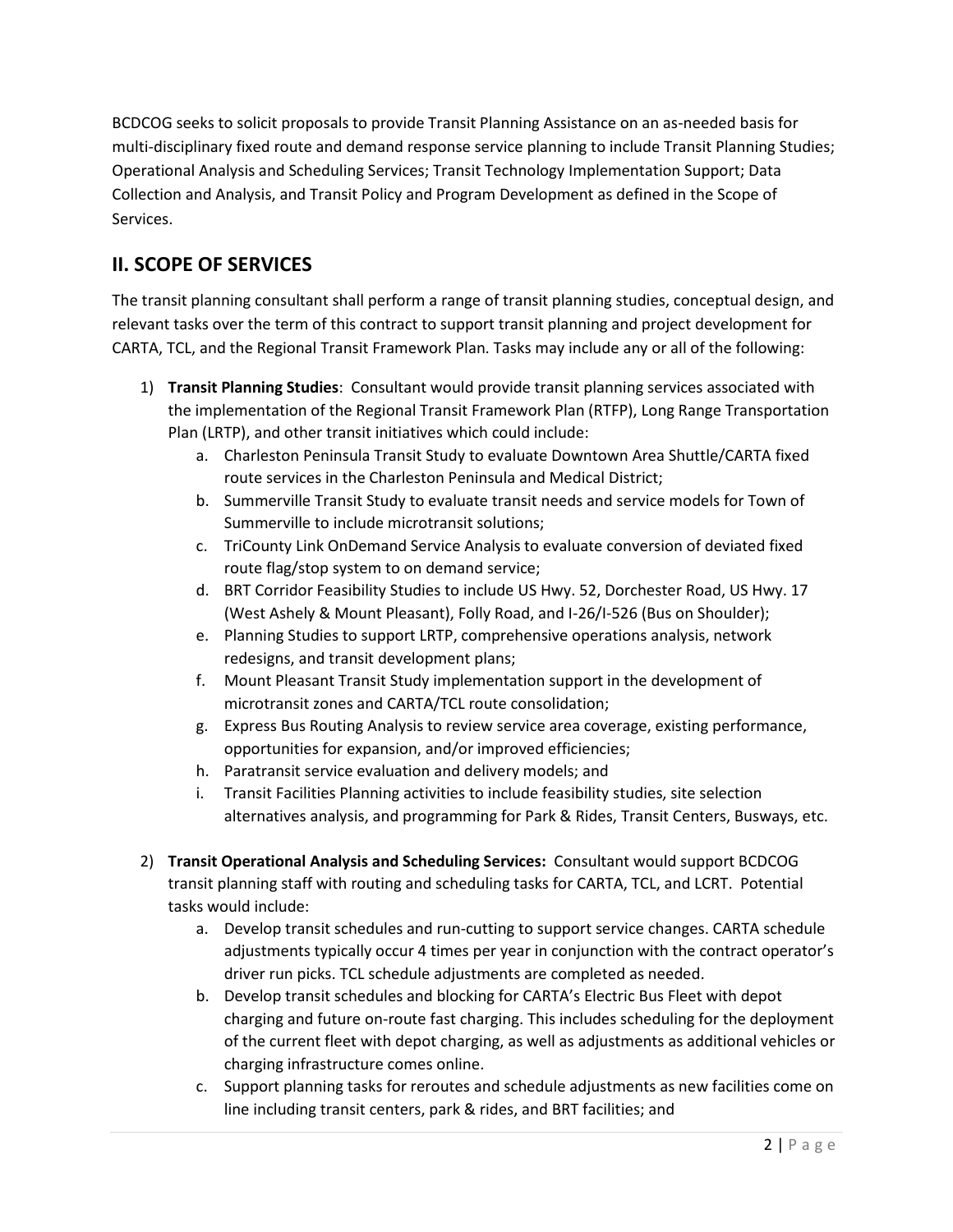BCDCOG seeks to solicit proposals to provide Transit Planning Assistance on an as-needed basis for multi-disciplinary fixed route and demand response service planning to include Transit Planning Studies; Operational Analysis and Scheduling Services; Transit Technology Implementation Support; Data Collection and Analysis, and Transit Policy and Program Development as defined in the Scope of Services.

## II. SCOPE OF SERVICES

The transit planning consultant shall perform a range of transit planning studies, conceptual design, and relevant tasks over the term of this contract to support transit planning and project development for CARTA, TCL, and the Regional Transit Framework Plan. Tasks may include any or all of the following:

1) **Transit Planning Studies**: Consultant would provide transit planning services associated with the implementation of the Regional Transit Framework Plan (RTFP), Long Range Transportation Plan (LRTP), and other transit initiatives which could include:
    a. Charleston Peninsula Transit Study to evaluate Downtown Area Shuttle/CARTA fixed route services in the Charleston Peninsula and Medical District;
    b. Summerville Transit Study to evaluate transit needs and service models for Town of Summerville to include microtransit solutions;
    c. TriCounty Link OnDemand Service Analysis to evaluate conversion of deviated fixed route flag/stop system to on demand service;
    d. BRT Corridor Feasibility Studies to include US Hwy. 52, Dorchester Road, US Hwy. 17 (West Ashely & Mount Pleasant), Folly Road, and I-26/I-526 (Bus on Shoulder);
    e. Planning Studies to support LRTP, comprehensive operations analysis, network redesigns, and transit development plans;
    f. Mount Pleasant Transit Study implementation support in the development of microtransit zones and CARTA/TCL route consolidation;
    g. Express Bus Routing Analysis to review service area coverage, existing performance, opportunities for expansion, and/or improved efficiencies;
    h. Paratransit service evaluation and delivery models; and
    i. Transit Facilities Planning activities to include feasibility studies, site selection alternatives analysis, and programming for Park & Rides, Transit Centers, Busways, etc.

2) **Transit Operational Analysis and Scheduling Services:** Consultant would support BCDCOG transit planning staff with routing and scheduling tasks for CARTA, TCL, and LCRT. Potential tasks would include:
    a. Develop transit schedules and run-cutting to support service changes. CARTA schedule adjustments typically occur 4 times per year in conjunction with the contract operator's driver run picks. TCL schedule adjustments are completed as needed.
    b. Develop transit schedules and blocking for CARTA's Electric Bus Fleet with depot charging and future on-route fast charging. This includes scheduling for the deployment of the current fleet with depot charging, as well as adjustments as additional vehicles or charging infrastructure comes online.
    c. Support planning tasks for reroutes and schedule adjustments as new facilities come on line including transit centers, park & rides, and BRT facilities; and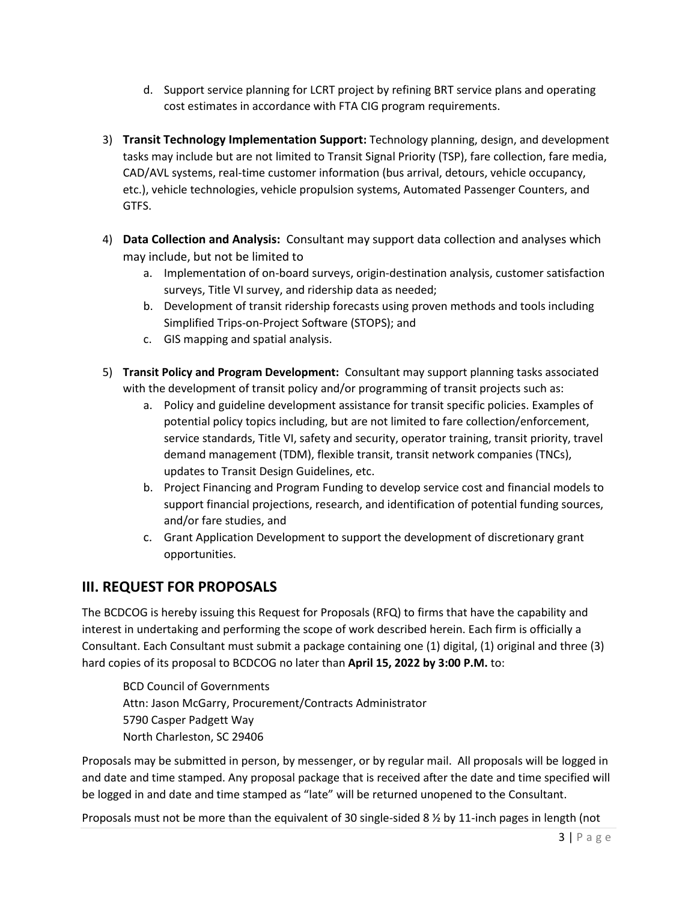d. Support service planning for LCRT project by refining BRT service plans and operating cost estimates in accordance with FTA CIG program requirements.

3) **Transit Technology Implementation Support:** Technology planning, design, and development tasks may include but are not limited to Transit Signal Priority (TSP), fare collection, fare media, CAD/AVL systems, real-time customer information (bus arrival, detours, vehicle occupancy, etc.), vehicle technologies, vehicle propulsion systems, Automated Passenger Counters, and GTFS.

4) **Data Collection and Analysis:** Consultant may support data collection and analyses which may include, but not be limited to
   a. Implementation of on-board surveys, origin-destination analysis, customer satisfaction surveys, Title VI survey, and ridership data as needed;
   b. Development of transit ridership forecasts using proven methods and tools including Simplified Trips-on-Project Software (STOPS); and
   c. GIS mapping and spatial analysis.

5) **Transit Policy and Program Development:** Consultant may support planning tasks associated with the development of transit policy and/or programming of transit projects such as:
   a. Policy and guideline development assistance for transit specific policies. Examples of potential policy topics including, but are not limited to fare collection/enforcement, service standards, Title VI, safety and security, operator training, transit priority, travel demand management (TDM), flexible transit, transit network companies (TNCs), updates to Transit Design Guidelines, etc.
   b. Project Financing and Program Funding to develop service cost and financial models to support financial projections, research, and identification of potential funding sources, and/or fare studies, and
   c. Grant Application Development to support the development of discretionary grant opportunities.

## III. REQUEST FOR PROPOSALS

The BCDCOG is hereby issuing this Request for Proposals (RFQ) to firms that have the capability and interest in undertaking and performing the scope of work described herein. Each firm is officially a Consultant. Each Consultant must submit a package containing one (1) digital, (1) original and three (3) hard copies of its proposal to BCDCOG no later than **April 15, 2022 by 3:00 P.M.** to:

BCD Council of Governments
Attn: Jason McGarry, Procurement/Contracts Administrator
5790 Casper Padgett Way
North Charleston, SC 29406

Proposals may be submitted in person, by messenger, or by regular mail. All proposals will be logged in and date and time stamped. Any proposal package that is received after the date and time specified will be logged in and date and time stamped as "late" will be returned unopened to the Consultant.

Proposals must not be more than the equivalent of 30 single-sided 8 ½ by 11-inch pages in length (not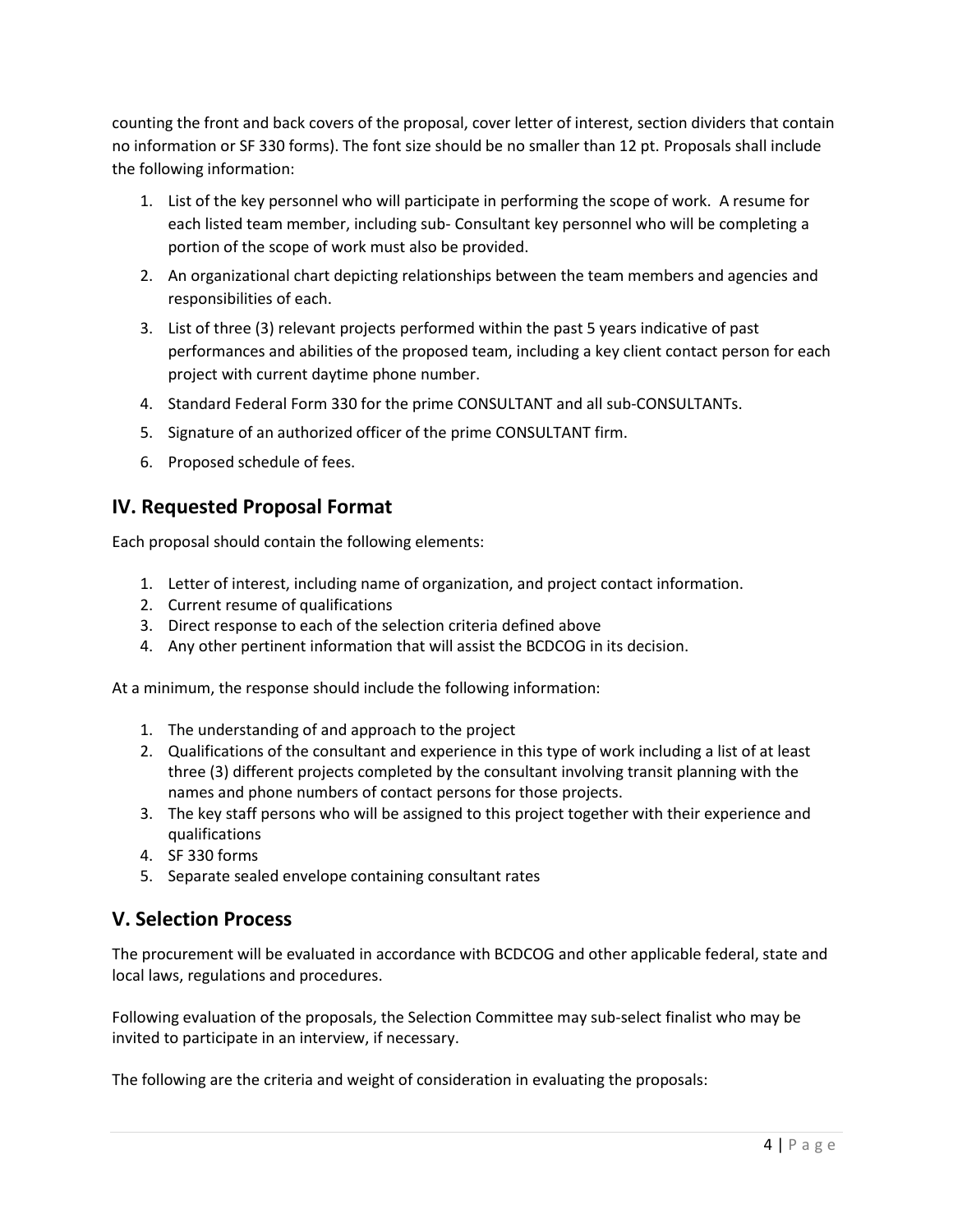counting the front and back covers of the proposal, cover letter of interest, section dividers that contain no information or SF 330 forms). The font size should be no smaller than 12 pt. Proposals shall include the following information:

1. List of the key personnel who will participate in performing the scope of work. A resume for each listed team member, including sub- Consultant key personnel who will be completing a portion of the scope of work must also be provided.
2. An organizational chart depicting relationships between the team members and agencies and responsibilities of each.
3. List of three (3) relevant projects performed within the past 5 years indicative of past performances and abilities of the proposed team, including a key client contact person for each project with current daytime phone number.
4. Standard Federal Form 330 for the prime CONSULTANT and all sub-CONSULTANTs.
5. Signature of an authorized officer of the prime CONSULTANT firm.
6. Proposed schedule of fees.

## IV. Requested Proposal Format

Each proposal should contain the following elements:

1. Letter of interest, including name of organization, and project contact information.
2. Current resume of qualifications
3. Direct response to each of the selection criteria defined above
4. Any other pertinent information that will assist the BCDCOG in its decision.

At a minimum, the response should include the following information:

1. The understanding of and approach to the project
2. Qualifications of the consultant and experience in this type of work including a list of at least three (3) different projects completed by the consultant involving transit planning with the names and phone numbers of contact persons for those projects.
3. The key staff persons who will be assigned to this project together with their experience and qualifications
4. SF 330 forms
5. Separate sealed envelope containing consultant rates

## V. Selection Process

The procurement will be evaluated in accordance with BCDCOG and other applicable federal, state and local laws, regulations and procedures.

Following evaluation of the proposals, the Selection Committee may sub-select finalist who may be invited to participate in an interview, if necessary.

The following are the criteria and weight of consideration in evaluating the proposals: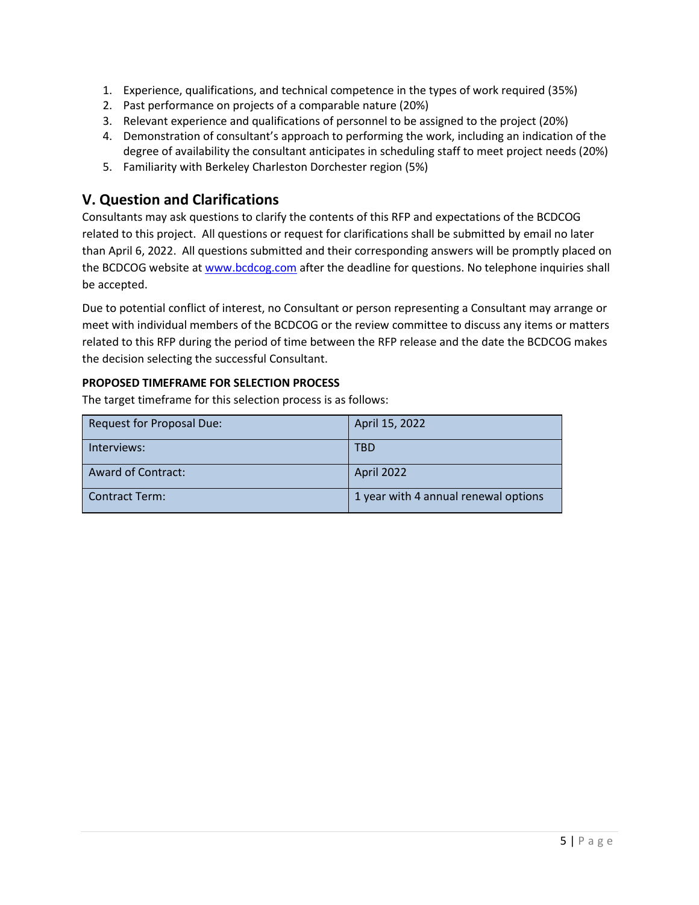1. Experience, qualifications, and technical competence in the types of work required (35%)
2. Past performance on projects of a comparable nature (20%)
3. Relevant experience and qualifications of personnel to be assigned to the project (20%)
4. Demonstration of consultant's approach to performing the work, including an indication of the degree of availability the consultant anticipates in scheduling staff to meet project needs (20%)
5. Familiarity with Berkeley Charleston Dorchester region (5%)

## V. Question and Clarifications

Consultants may ask questions to clarify the contents of this RFP and expectations of the BCDCOG related to this project. All questions or request for clarifications shall be submitted by email no later than April 6, 2022. All questions submitted and their corresponding answers will be promptly placed on the BCDCOG website at www.bcdcog.com after the deadline for questions. No telephone inquiries shall be accepted.

Due to potential conflict of interest, no Consultant or person representing a Consultant may arrange or meet with individual members of the BCDCOG or the review committee to discuss any items or matters related to this RFP during the period of time between the RFP release and the date the BCDCOG makes the decision selecting the successful Consultant.

**PROPOSED TIMEFRAME FOR SELECTION PROCESS**

The target timeframe for this selection process is as follows:

| Request for Proposal Due: | April 15, 2022 |
|---|---|
| Interviews: | TBD |
| Award of Contract: | April 2022 |
| Contract Term: | 1 year with 4 annual renewal options |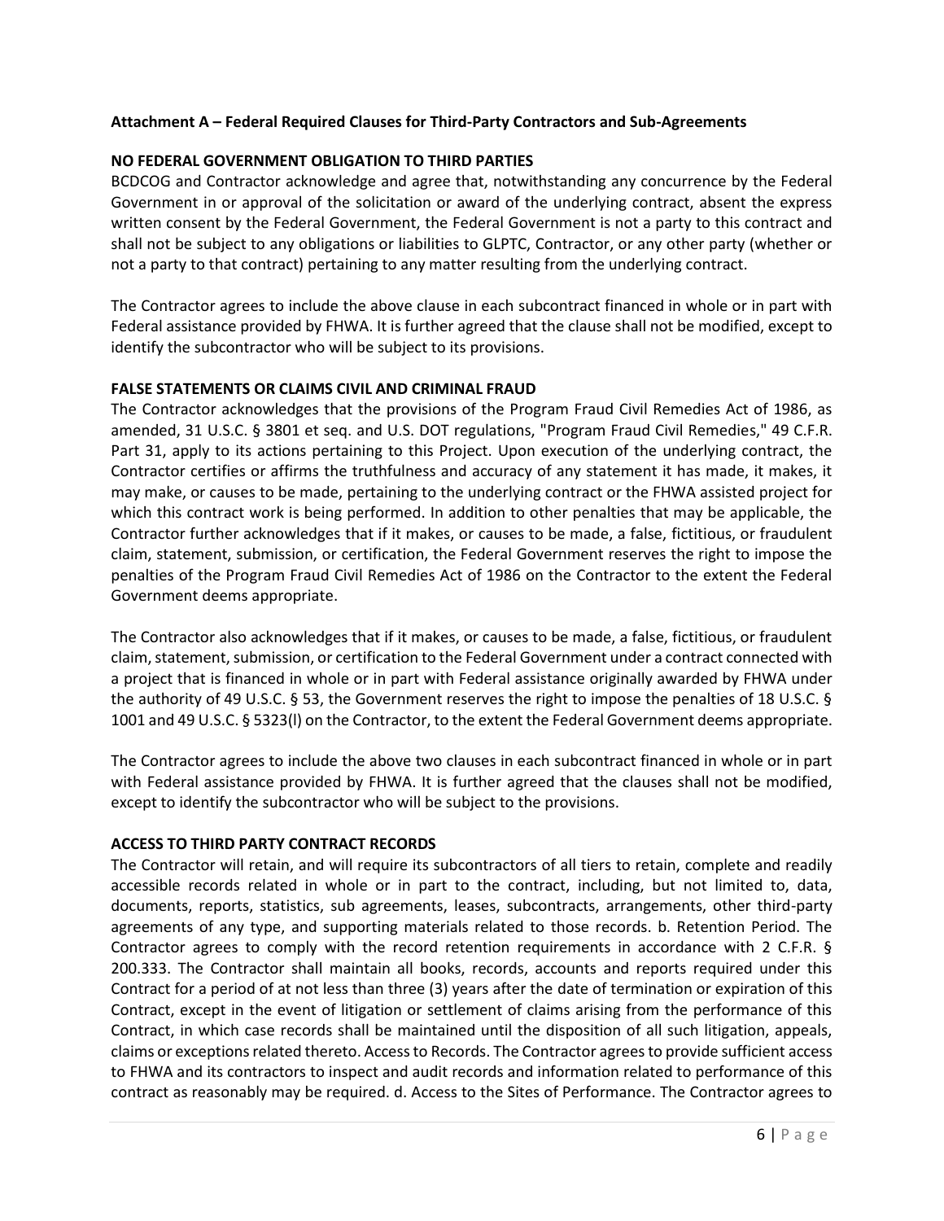**Attachment A – Federal Required Clauses for Third-Party Contractors and Sub-Agreements**

**NO FEDERAL GOVERNMENT OBLIGATION TO THIRD PARTIES**

BCDCOG and Contractor acknowledge and agree that, notwithstanding any concurrence by the Federal Government in or approval of the solicitation or award of the underlying contract, absent the express written consent by the Federal Government, the Federal Government is not a party to this contract and shall not be subject to any obligations or liabilities to GLPTC, Contractor, or any other party (whether or not a party to that contract) pertaining to any matter resulting from the underlying contract.

The Contractor agrees to include the above clause in each subcontract financed in whole or in part with Federal assistance provided by FHWA. It is further agreed that the clause shall not be modified, except to identify the subcontractor who will be subject to its provisions.

**FALSE STATEMENTS OR CLAIMS CIVIL AND CRIMINAL FRAUD**

The Contractor acknowledges that the provisions of the Program Fraud Civil Remedies Act of 1986, as amended, 31 U.S.C. § 3801 et seq. and U.S. DOT regulations, "Program Fraud Civil Remedies," 49 C.F.R. Part 31, apply to its actions pertaining to this Project. Upon execution of the underlying contract, the Contractor certifies or affirms the truthfulness and accuracy of any statement it has made, it makes, it may make, or causes to be made, pertaining to the underlying contract or the FHWA assisted project for which this contract work is being performed. In addition to other penalties that may be applicable, the Contractor further acknowledges that if it makes, or causes to be made, a false, fictitious, or fraudulent claim, statement, submission, or certification, the Federal Government reserves the right to impose the penalties of the Program Fraud Civil Remedies Act of 1986 on the Contractor to the extent the Federal Government deems appropriate.

The Contractor also acknowledges that if it makes, or causes to be made, a false, fictitious, or fraudulent claim, statement, submission, or certification to the Federal Government under a contract connected with a project that is financed in whole or in part with Federal assistance originally awarded by FHWA under the authority of 49 U.S.C. § 53, the Government reserves the right to impose the penalties of 18 U.S.C. § 1001 and 49 U.S.C. § 5323(l) on the Contractor, to the extent the Federal Government deems appropriate.

The Contractor agrees to include the above two clauses in each subcontract financed in whole or in part with Federal assistance provided by FHWA. It is further agreed that the clauses shall not be modified, except to identify the subcontractor who will be subject to the provisions.

**ACCESS TO THIRD PARTY CONTRACT RECORDS**

The Contractor will retain, and will require its subcontractors of all tiers to retain, complete and readily accessible records related in whole or in part to the contract, including, but not limited to, data, documents, reports, statistics, sub agreements, leases, subcontracts, arrangements, other third-party agreements of any type, and supporting materials related to those records. b. Retention Period. The Contractor agrees to comply with the record retention requirements in accordance with 2 C.F.R. § 200.333. The Contractor shall maintain all books, records, accounts and reports required under this Contract for a period of at not less than three (3) years after the date of termination or expiration of this Contract, except in the event of litigation or settlement of claims arising from the performance of this Contract, in which case records shall be maintained until the disposition of all such litigation, appeals, claims or exceptions related thereto. Access to Records. The Contractor agrees to provide sufficient access to FHWA and its contractors to inspect and audit records and information related to performance of this contract as reasonably may be required. d. Access to the Sites of Performance. The Contractor agrees to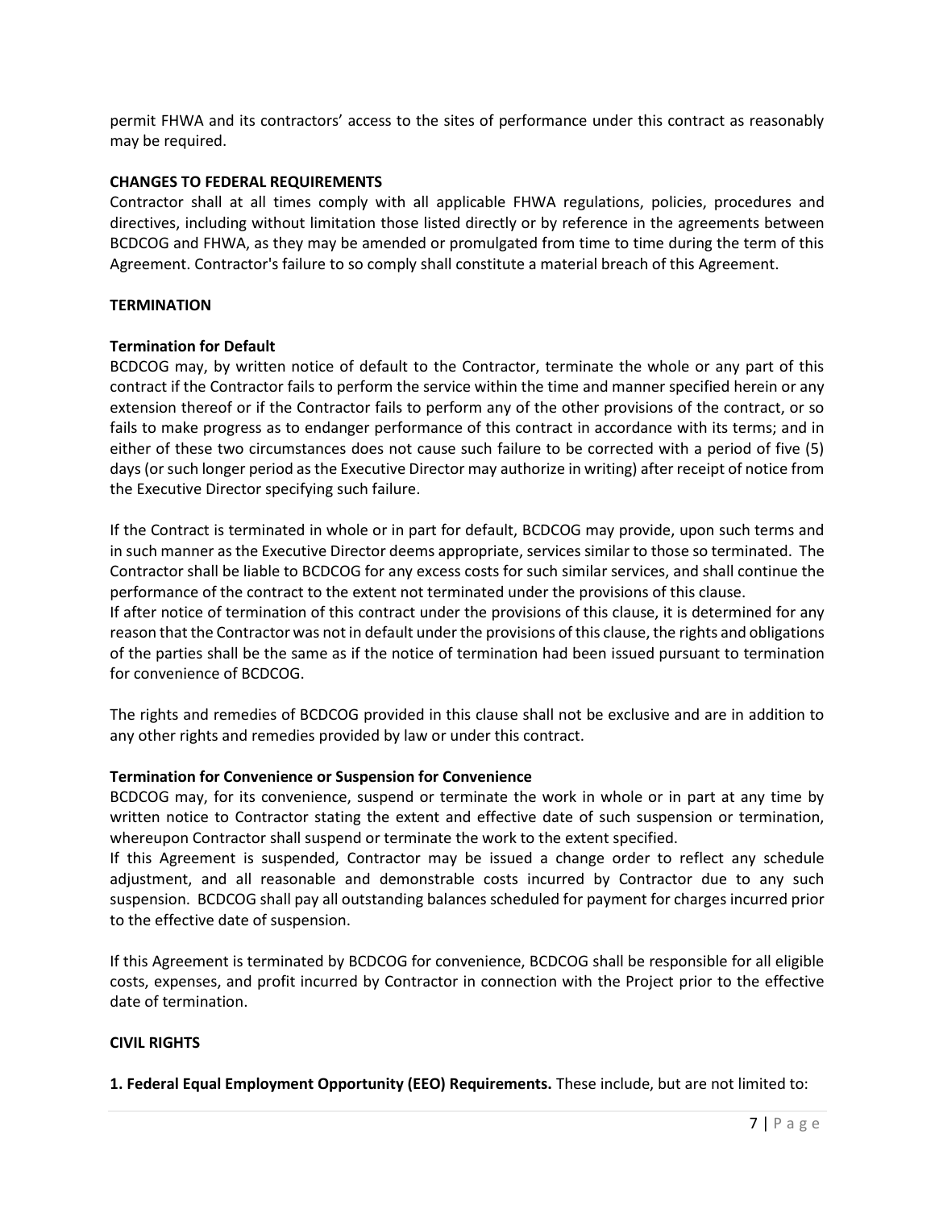permit FHWA and its contractors' access to the sites of performance under this contract as reasonably may be required.

**CHANGES TO FEDERAL REQUIREMENTS**

Contractor shall at all times comply with all applicable FHWA regulations, policies, procedures and directives, including without limitation those listed directly or by reference in the agreements between BCDCOG and FHWA, as they may be amended or promulgated from time to time during the term of this Agreement. Contractor's failure to so comply shall constitute a material breach of this Agreement.

**TERMINATION**

**Termination for Default**

BCDCOG may, by written notice of default to the Contractor, terminate the whole or any part of this contract if the Contractor fails to perform the service within the time and manner specified herein or any extension thereof or if the Contractor fails to perform any of the other provisions of the contract, or so fails to make progress as to endanger performance of this contract in accordance with its terms; and in either of these two circumstances does not cause such failure to be corrected with a period of five (5) days (or such longer period as the Executive Director may authorize in writing) after receipt of notice from the Executive Director specifying such failure.

If the Contract is terminated in whole or in part for default, BCDCOG may provide, upon such terms and in such manner as the Executive Director deems appropriate, services similar to those so terminated. The Contractor shall be liable to BCDCOG for any excess costs for such similar services, and shall continue the performance of the contract to the extent not terminated under the provisions of this clause.

If after notice of termination of this contract under the provisions of this clause, it is determined for any reason that the Contractor was not in default under the provisions of this clause, the rights and obligations of the parties shall be the same as if the notice of termination had been issued pursuant to termination for convenience of BCDCOG.

The rights and remedies of BCDCOG provided in this clause shall not be exclusive and are in addition to any other rights and remedies provided by law or under this contract.

**Termination for Convenience or Suspension for Convenience**

BCDCOG may, for its convenience, suspend or terminate the work in whole or in part at any time by written notice to Contractor stating the extent and effective date of such suspension or termination, whereupon Contractor shall suspend or terminate the work to the extent specified.

If this Agreement is suspended, Contractor may be issued a change order to reflect any schedule adjustment, and all reasonable and demonstrable costs incurred by Contractor due to any such suspension. BCDCOG shall pay all outstanding balances scheduled for payment for charges incurred prior to the effective date of suspension.

If this Agreement is terminated by BCDCOG for convenience, BCDCOG shall be responsible for all eligible costs, expenses, and profit incurred by Contractor in connection with the Project prior to the effective date of termination.

**CIVIL RIGHTS**

**1. Federal Equal Employment Opportunity (EEO) Requirements.** These include, but are not limited to: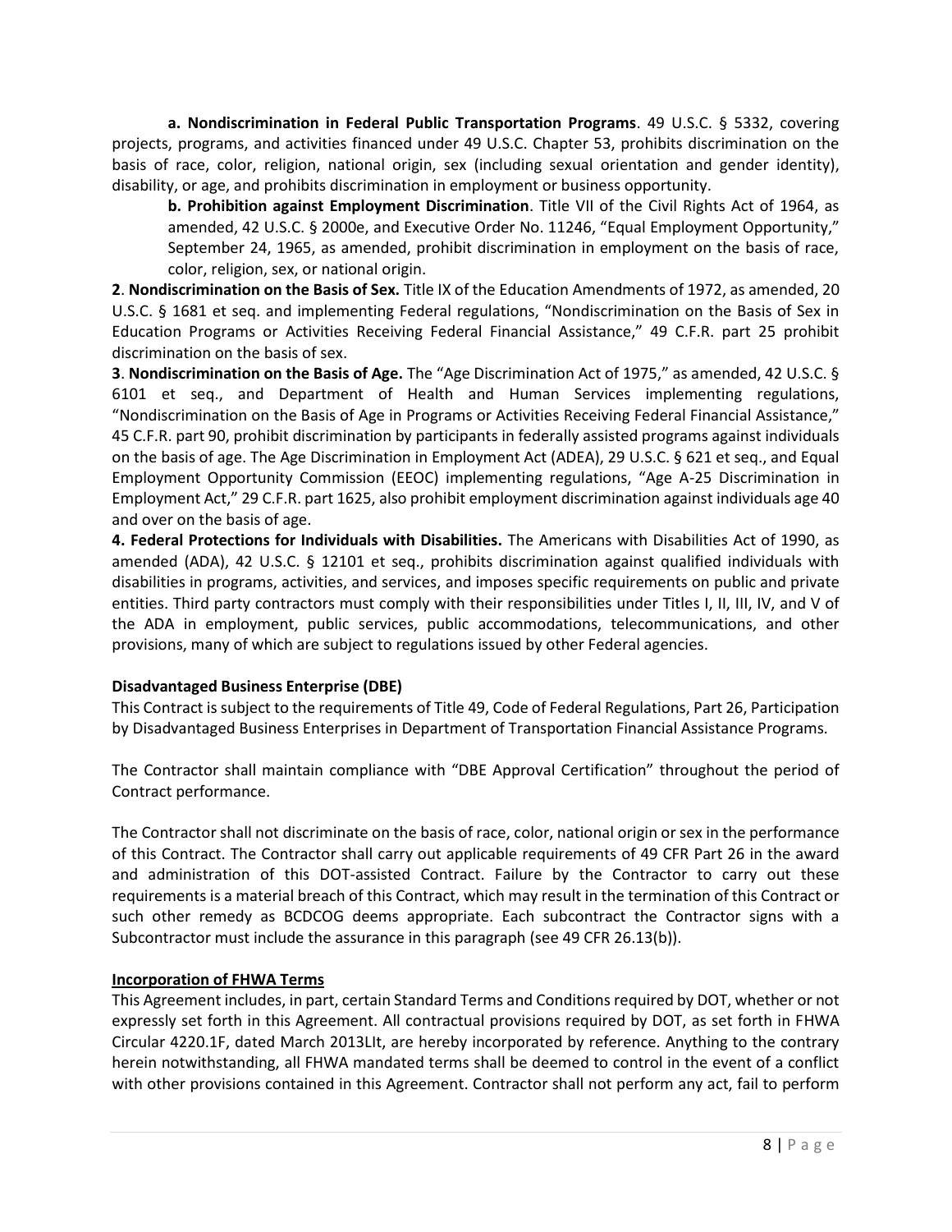**a. Nondiscrimination in Federal Public Transportation Programs**. 49 U.S.C. § 5332, covering projects, programs, and activities financed under 49 U.S.C. Chapter 53, prohibits discrimination on the basis of race, color, religion, national origin, sex (including sexual orientation and gender identity), disability, or age, and prohibits discrimination in employment or business opportunity.

**b. Prohibition against Employment Discrimination**. Title VII of the Civil Rights Act of 1964, as amended, 42 U.S.C. § 2000e, and Executive Order No. 11246, "Equal Employment Opportunity," September 24, 1965, as amended, prohibit discrimination in employment on the basis of race, color, religion, sex, or national origin.

**2**. **Nondiscrimination on the Basis of Sex.** Title IX of the Education Amendments of 1972, as amended, 20 U.S.C. § 1681 et seq. and implementing Federal regulations, "Nondiscrimination on the Basis of Sex in Education Programs or Activities Receiving Federal Financial Assistance," 49 C.F.R. part 25 prohibit discrimination on the basis of sex.

**3**. **Nondiscrimination on the Basis of Age.** The "Age Discrimination Act of 1975," as amended, 42 U.S.C. § 6101 et seq., and Department of Health and Human Services implementing regulations, "Nondiscrimination on the Basis of Age in Programs or Activities Receiving Federal Financial Assistance," 45 C.F.R. part 90, prohibit discrimination by participants in federally assisted programs against individuals on the basis of age. The Age Discrimination in Employment Act (ADEA), 29 U.S.C. § 621 et seq., and Equal Employment Opportunity Commission (EEOC) implementing regulations, "Age A-25 Discrimination in Employment Act," 29 C.F.R. part 1625, also prohibit employment discrimination against individuals age 40 and over on the basis of age.

**4. Federal Protections for Individuals with Disabilities.** The Americans with Disabilities Act of 1990, as amended (ADA), 42 U.S.C. § 12101 et seq., prohibits discrimination against qualified individuals with disabilities in programs, activities, and services, and imposes specific requirements on public and private entities. Third party contractors must comply with their responsibilities under Titles I, II, III, IV, and V of the ADA in employment, public services, public accommodations, telecommunications, and other provisions, many of which are subject to regulations issued by other Federal agencies.

**Disadvantaged Business Enterprise (DBE)**

This Contract is subject to the requirements of Title 49, Code of Federal Regulations, Part 26, Participation by Disadvantaged Business Enterprises in Department of Transportation Financial Assistance Programs.

The Contractor shall maintain compliance with "DBE Approval Certification" throughout the period of Contract performance.

The Contractor shall not discriminate on the basis of race, color, national origin or sex in the performance of this Contract. The Contractor shall carry out applicable requirements of 49 CFR Part 26 in the award and administration of this DOT-assisted Contract. Failure by the Contractor to carry out these requirements is a material breach of this Contract, which may result in the termination of this Contract or such other remedy as BCDCOG deems appropriate. Each subcontract the Contractor signs with a Subcontractor must include the assurance in this paragraph (see 49 CFR 26.13(b)).

**Incorporation of FHWA Terms**

This Agreement includes, in part, certain Standard Terms and Conditions required by DOT, whether or not expressly set forth in this Agreement. All contractual provisions required by DOT, as set forth in FHWA Circular 4220.1F, dated March 2013LIt, are hereby incorporated by reference. Anything to the contrary herein notwithstanding, all FHWA mandated terms shall be deemed to control in the event of a conflict with other provisions contained in this Agreement. Contractor shall not perform any act, fail to perform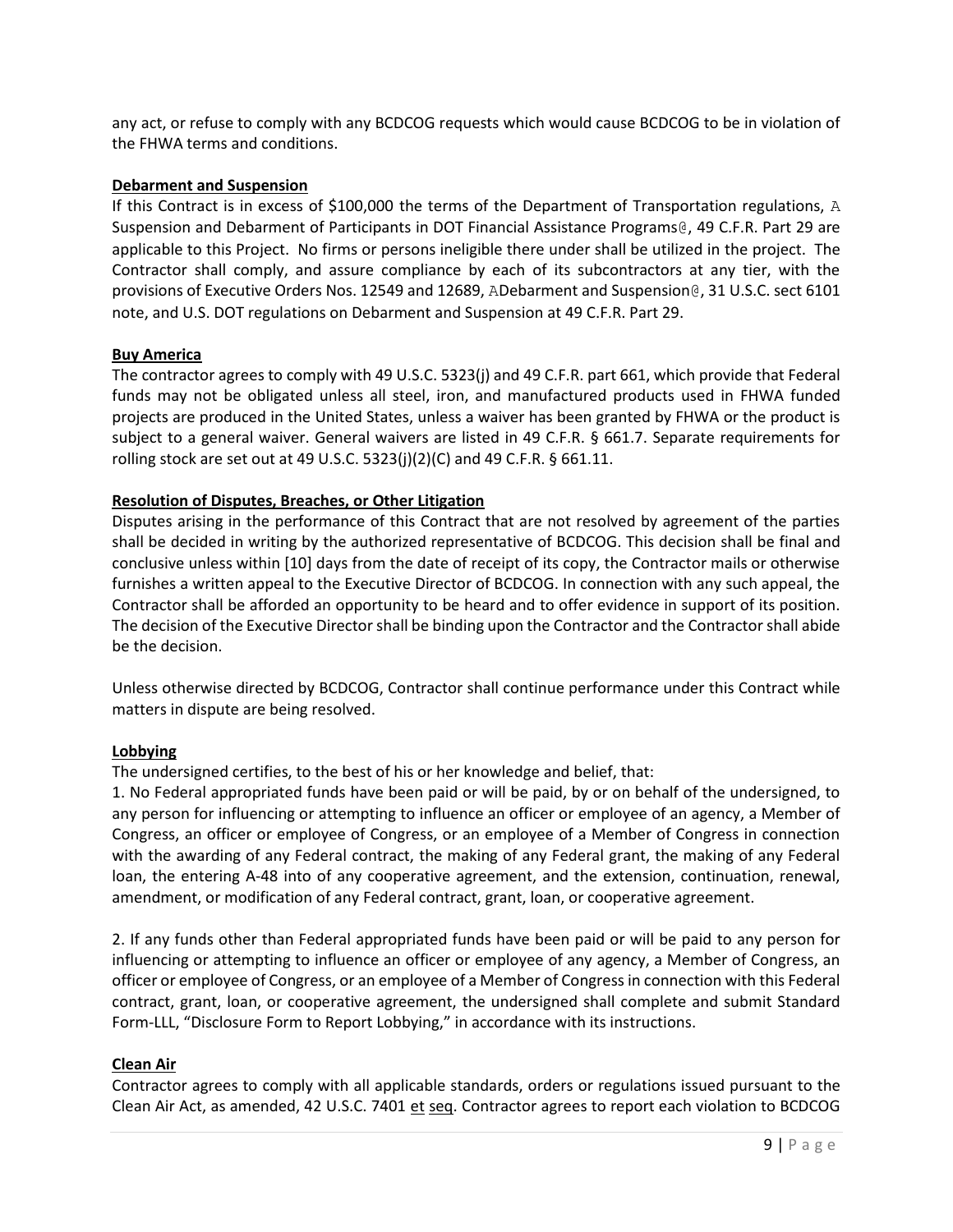any act, or refuse to comply with any BCDCOG requests which would cause BCDCOG to be in violation of the FHWA terms and conditions.

**Debarment and Suspension**

If this Contract is in excess of $100,000 the terms of the Department of Transportation regulations, A Suspension and Debarment of Participants in DOT Financial Assistance Programs@, 49 C.F.R. Part 29 are applicable to this Project. No firms or persons ineligible there under shall be utilized in the project. The Contractor shall comply, and assure compliance by each of its subcontractors at any tier, with the provisions of Executive Orders Nos. 12549 and 12689, ADebarment and Suspension@, 31 U.S.C. sect 6101 note, and U.S. DOT regulations on Debarment and Suspension at 49 C.F.R. Part 29.

**Buy America**

The contractor agrees to comply with 49 U.S.C. 5323(j) and 49 C.F.R. part 661, which provide that Federal funds may not be obligated unless all steel, iron, and manufactured products used in FHWA funded projects are produced in the United States, unless a waiver has been granted by FHWA or the product is subject to a general waiver. General waivers are listed in 49 C.F.R. § 661.7. Separate requirements for rolling stock are set out at 49 U.S.C. 5323(j)(2)(C) and 49 C.F.R. § 661.11.

**Resolution of Disputes, Breaches, or Other Litigation**

Disputes arising in the performance of this Contract that are not resolved by agreement of the parties shall be decided in writing by the authorized representative of BCDCOG. This decision shall be final and conclusive unless within [10] days from the date of receipt of its copy, the Contractor mails or otherwise furnishes a written appeal to the Executive Director of BCDCOG. In connection with any such appeal, the Contractor shall be afforded an opportunity to be heard and to offer evidence in support of its position. The decision of the Executive Director shall be binding upon the Contractor and the Contractor shall abide be the decision.

Unless otherwise directed by BCDCOG, Contractor shall continue performance under this Contract while matters in dispute are being resolved.

**Lobbying**

The undersigned certifies, to the best of his or her knowledge and belief, that:

1. No Federal appropriated funds have been paid or will be paid, by or on behalf of the undersigned, to any person for influencing or attempting to influence an officer or employee of an agency, a Member of Congress, an officer or employee of Congress, or an employee of a Member of Congress in connection with the awarding of any Federal contract, the making of any Federal grant, the making of any Federal loan, the entering A-48 into of any cooperative agreement, and the extension, continuation, renewal, amendment, or modification of any Federal contract, grant, loan, or cooperative agreement.

2. If any funds other than Federal appropriated funds have been paid or will be paid to any person for influencing or attempting to influence an officer or employee of any agency, a Member of Congress, an officer or employee of Congress, or an employee of a Member of Congress in connection with this Federal contract, grant, loan, or cooperative agreement, the undersigned shall complete and submit Standard Form-LLL, "Disclosure Form to Report Lobbying," in accordance with its instructions.

**Clean Air**

Contractor agrees to comply with all applicable standards, orders or regulations issued pursuant to the Clean Air Act, as amended, 42 U.S.C. 7401 et seq. Contractor agrees to report each violation to BCDCOG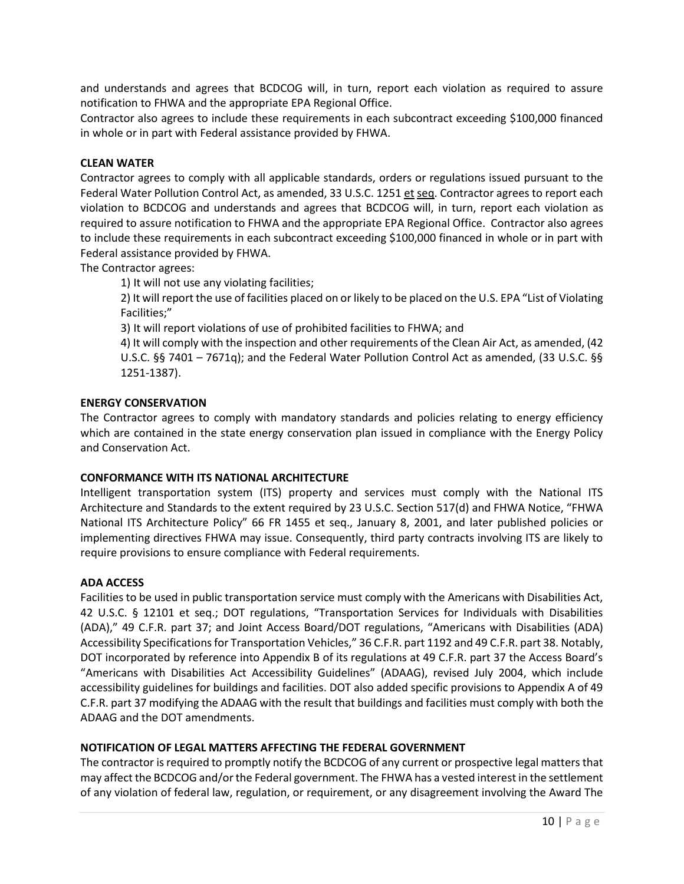and understands and agrees that BCDCOG will, in turn, report each violation as required to assure notification to FHWA and the appropriate EPA Regional Office.
Contractor also agrees to include these requirements in each subcontract exceeding $100,000 financed in whole or in part with Federal assistance provided by FHWA.

**CLEAN WATER**
Contractor agrees to comply with all applicable standards, orders or regulations issued pursuant to the Federal Water Pollution Control Act, as amended, 33 U.S.C. 1251 et seq. Contractor agrees to report each violation to BCDCOG and understands and agrees that BCDCOG will, in turn, report each violation as required to assure notification to FHWA and the appropriate EPA Regional Office. Contractor also agrees to include these requirements in each subcontract exceeding $100,000 financed in whole or in part with Federal assistance provided by FHWA.
The Contractor agrees:

1) It will not use any violating facilities;
2) It will report the use of facilities placed on or likely to be placed on the U.S. EPA "List of Violating Facilities;"
3) It will report violations of use of prohibited facilities to FHWA; and
4) It will comply with the inspection and other requirements of the Clean Air Act, as amended, (42 U.S.C. §§ 7401 – 7671q); and the Federal Water Pollution Control Act as amended, (33 U.S.C. §§ 1251-1387).

**ENERGY CONSERVATION**
The Contractor agrees to comply with mandatory standards and policies relating to energy efficiency which are contained in the state energy conservation plan issued in compliance with the Energy Policy and Conservation Act.

**CONFORMANCE WITH ITS NATIONAL ARCHITECTURE**
Intelligent transportation system (ITS) property and services must comply with the National ITS Architecture and Standards to the extent required by 23 U.S.C. Section 517(d) and FHWA Notice, "FHWA National ITS Architecture Policy" 66 FR 1455 et seq., January 8, 2001, and later published policies or implementing directives FHWA may issue. Consequently, third party contracts involving ITS are likely to require provisions to ensure compliance with Federal requirements.

**ADA ACCESS**
Facilities to be used in public transportation service must comply with the Americans with Disabilities Act, 42 U.S.C. § 12101 et seq.; DOT regulations, "Transportation Services for Individuals with Disabilities (ADA)," 49 C.F.R. part 37; and Joint Access Board/DOT regulations, "Americans with Disabilities (ADA) Accessibility Specifications for Transportation Vehicles," 36 C.F.R. part 1192 and 49 C.F.R. part 38. Notably, DOT incorporated by reference into Appendix B of its regulations at 49 C.F.R. part 37 the Access Board's "Americans with Disabilities Act Accessibility Guidelines" (ADAAG), revised July 2004, which include accessibility guidelines for buildings and facilities. DOT also added specific provisions to Appendix A of 49 C.F.R. part 37 modifying the ADAAG with the result that buildings and facilities must comply with both the ADAAG and the DOT amendments.

**NOTIFICATION OF LEGAL MATTERS AFFECTING THE FEDERAL GOVERNMENT**
The contractor is required to promptly notify the BCDCOG of any current or prospective legal matters that may affect the BCDCOG and/or the Federal government. The FHWA has a vested interest in the settlement of any violation of federal law, regulation, or requirement, or any disagreement involving the Award The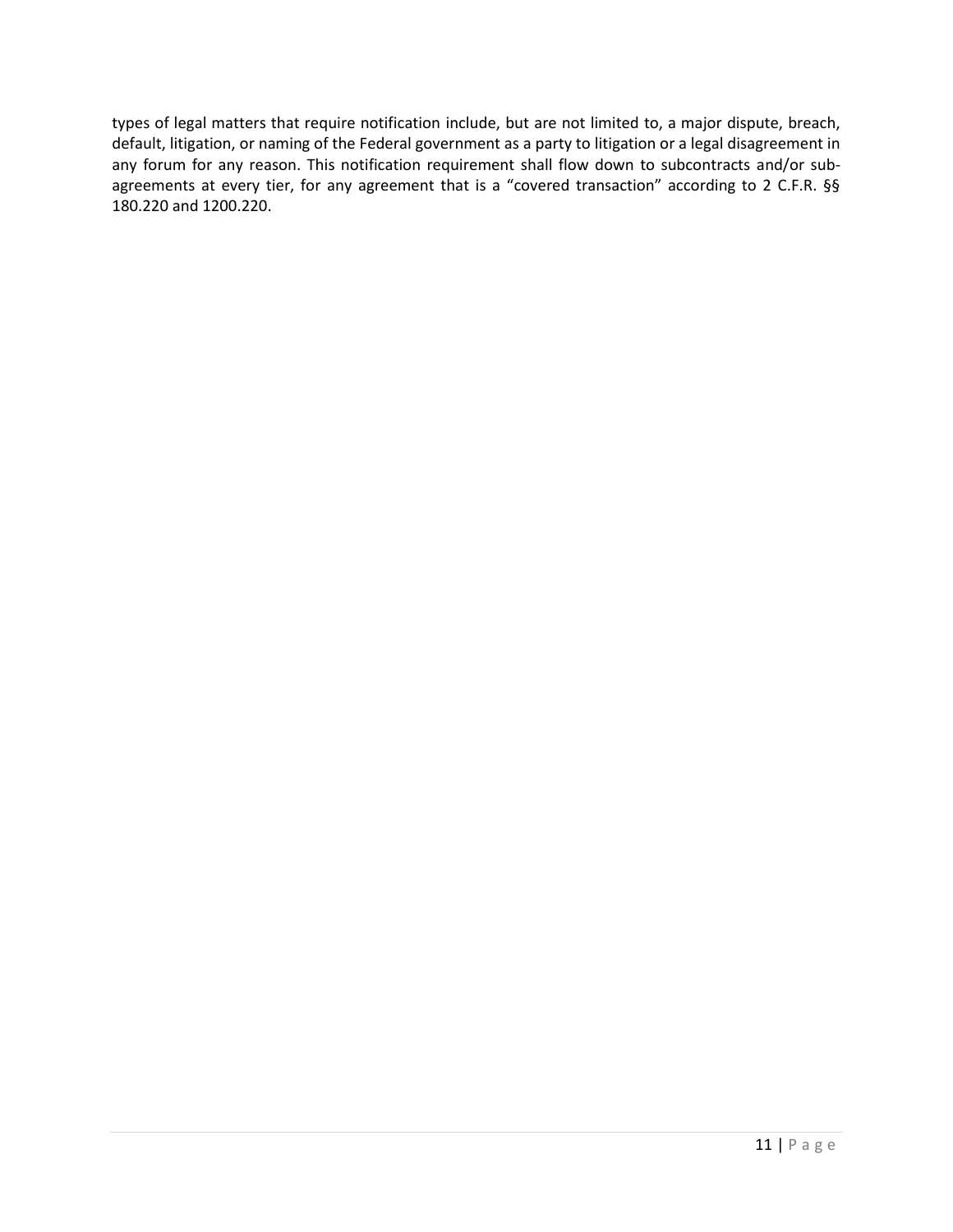types of legal matters that require notification include, but are not limited to, a major dispute, breach, default, litigation, or naming of the Federal government as a party to litigation or a legal disagreement in any forum for any reason. This notification requirement shall flow down to subcontracts and/or sub-agreements at every tier, for any agreement that is a "covered transaction" according to 2 C.F.R. §§ 180.220 and 1200.220.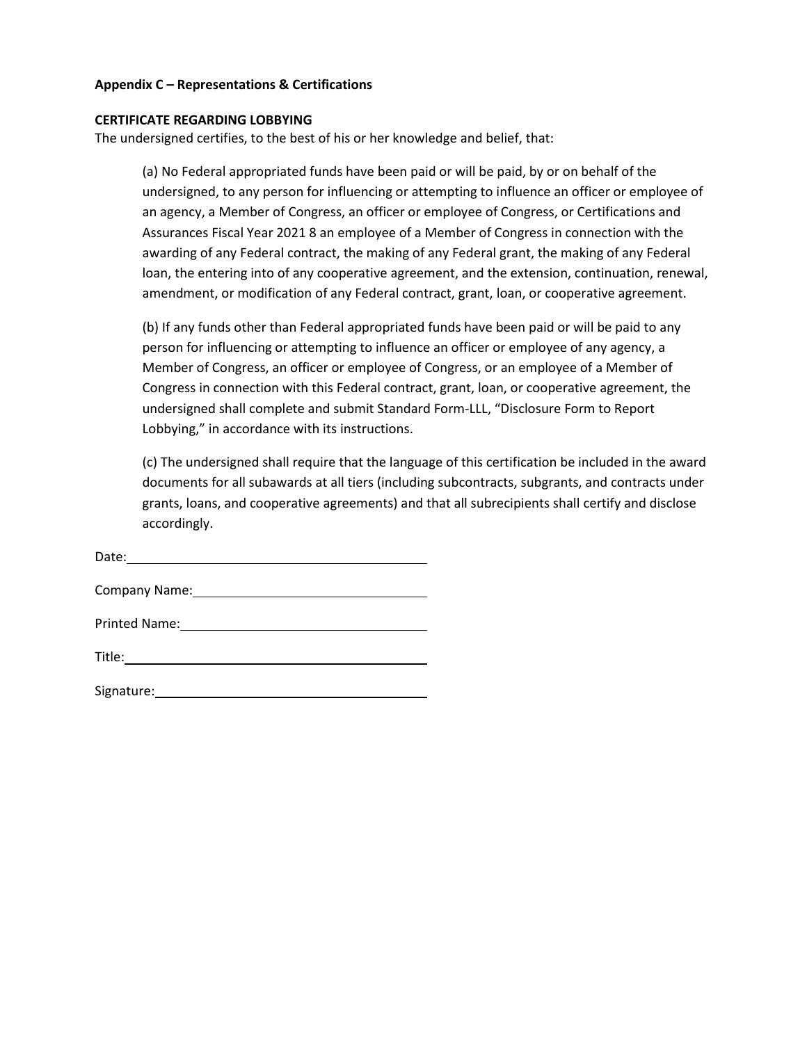**Appendix C – Representations & Certifications**

**CERTIFICATE REGARDING LOBBYING**

The undersigned certifies, to the best of his or her knowledge and belief, that:

> (a) No Federal appropriated funds have been paid or will be paid, by or on behalf of the undersigned, to any person for influencing or attempting to influence an officer or employee of an agency, a Member of Congress, an officer or employee of Congress, or Certifications and Assurances Fiscal Year 2021 8 an employee of a Member of Congress in connection with the awarding of any Federal contract, the making of any Federal grant, the making of any Federal loan, the entering into of any cooperative agreement, and the extension, continuation, renewal, amendment, or modification of any Federal contract, grant, loan, or cooperative agreement.
>
> (b) If any funds other than Federal appropriated funds have been paid or will be paid to any person for influencing or attempting to influence an officer or employee of any agency, a Member of Congress, an officer or employee of Congress, or an employee of a Member of Congress in connection with this Federal contract, grant, loan, or cooperative agreement, the undersigned shall complete and submit Standard Form-LLL, "Disclosure Form to Report Lobbying," in accordance with its instructions.
>
> (c) The undersigned shall require that the language of this certification be included in the award documents for all subawards at all tiers (including subcontracts, subgrants, and contracts under grants, loans, and cooperative agreements) and that all subrecipients shall certify and disclose accordingly.

Date:\_\_\_\_\_\_\_\_\_\_\_\_\_\_\_\_\_\_\_\_\_\_\_\_\_\_\_\_\_\_\_\_\_\_\_\_

Company Name:\_\_\_\_\_\_\_\_\_\_\_\_\_\_\_\_\_\_\_\_\_\_\_\_\_\_\_\_\_\_

Printed Name:\_\_\_\_\_\_\_\_\_\_\_\_\_\_\_\_\_\_\_\_\_\_\_\_\_\_\_\_\_\_

Title:\_\_\_\_\_\_\_\_\_\_\_\_\_\_\_\_\_\_\_\_\_\_\_\_\_\_\_\_\_\_\_\_\_\_\_\_\_

Signature:\_\_\_\_\_\_\_\_\_\_\_\_\_\_\_\_\_\_\_\_\_\_\_\_\_\_\_\_\_\_\_\_\_\_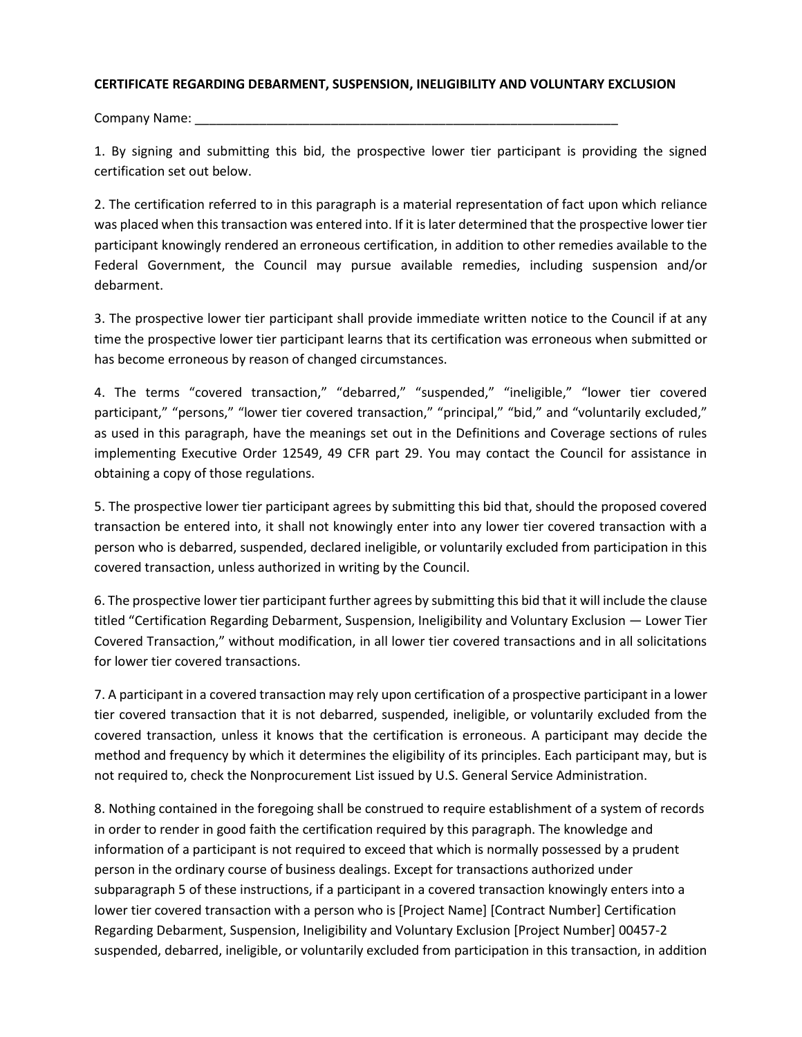**CERTIFICATE REGARDING DEBARMENT, SUSPENSION, INELIGIBILITY AND VOLUNTARY EXCLUSION**

Company Name: ______________________________________________________________

1. By signing and submitting this bid, the prospective lower tier participant is providing the signed certification set out below.

2. The certification referred to in this paragraph is a material representation of fact upon which reliance was placed when this transaction was entered into. If it is later determined that the prospective lower tier participant knowingly rendered an erroneous certification, in addition to other remedies available to the Federal Government, the Council may pursue available remedies, including suspension and/or debarment.

3. The prospective lower tier participant shall provide immediate written notice to the Council if at any time the prospective lower tier participant learns that its certification was erroneous when submitted or has become erroneous by reason of changed circumstances.

4. The terms "covered transaction," "debarred," "suspended," "ineligible," "lower tier covered participant," "persons," "lower tier covered transaction," "principal," "bid," and "voluntarily excluded," as used in this paragraph, have the meanings set out in the Definitions and Coverage sections of rules implementing Executive Order 12549, 49 CFR part 29. You may contact the Council for assistance in obtaining a copy of those regulations.

5. The prospective lower tier participant agrees by submitting this bid that, should the proposed covered transaction be entered into, it shall not knowingly enter into any lower tier covered transaction with a person who is debarred, suspended, declared ineligible, or voluntarily excluded from participation in this covered transaction, unless authorized in writing by the Council.

6. The prospective lower tier participant further agrees by submitting this bid that it will include the clause titled "Certification Regarding Debarment, Suspension, Ineligibility and Voluntary Exclusion — Lower Tier Covered Transaction," without modification, in all lower tier covered transactions and in all solicitations for lower tier covered transactions.

7. A participant in a covered transaction may rely upon certification of a prospective participant in a lower tier covered transaction that it is not debarred, suspended, ineligible, or voluntarily excluded from the covered transaction, unless it knows that the certification is erroneous. A participant may decide the method and frequency by which it determines the eligibility of its principles. Each participant may, but is not required to, check the Nonprocurement List issued by U.S. General Service Administration.

8. Nothing contained in the foregoing shall be construed to require establishment of a system of records in order to render in good faith the certification required by this paragraph. The knowledge and information of a participant is not required to exceed that which is normally possessed by a prudent person in the ordinary course of business dealings. Except for transactions authorized under subparagraph 5 of these instructions, if a participant in a covered transaction knowingly enters into a lower tier covered transaction with a person who is [Project Name] [Contract Number] Certification Regarding Debarment, Suspension, Ineligibility and Voluntary Exclusion [Project Number] 00457-2 suspended, debarred, ineligible, or voluntarily excluded from participation in this transaction, in addition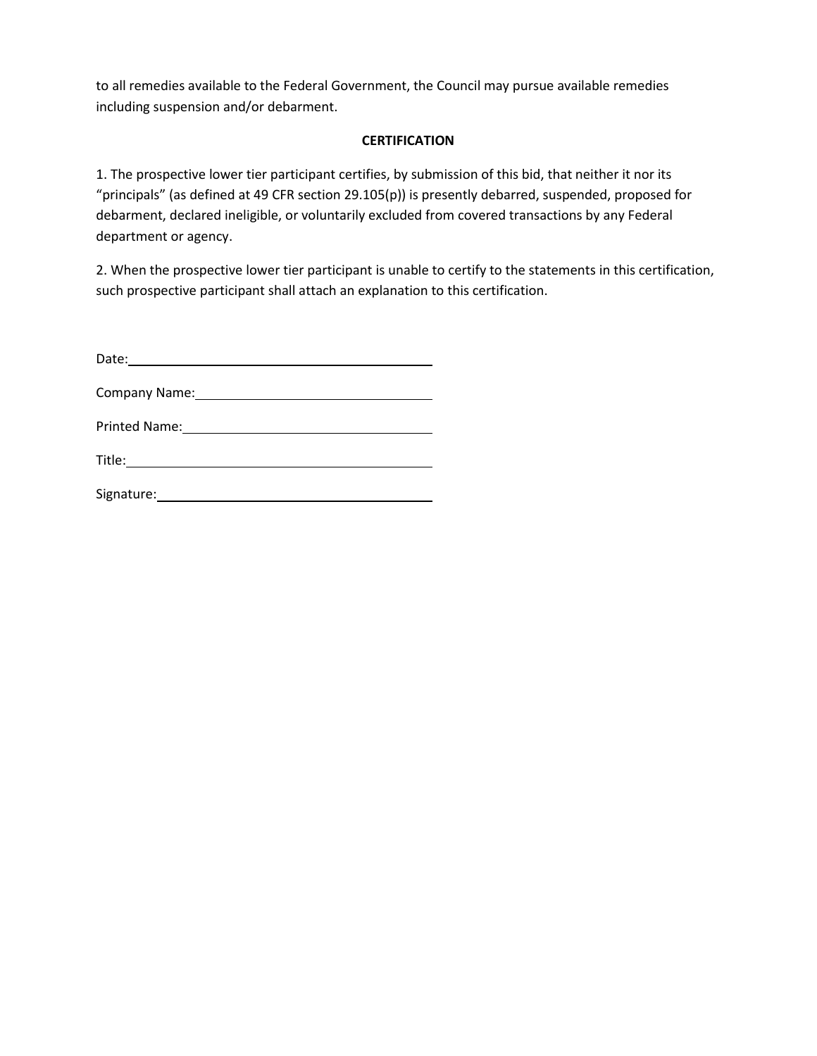to all remedies available to the Federal Government, the Council may pursue available remedies including suspension and/or debarment.

**CERTIFICATION**

1. The prospective lower tier participant certifies, by submission of this bid, that neither it nor its "principals" (as defined at 49 CFR section 29.105(p)) is presently debarred, suspended, proposed for debarment, declared ineligible, or voluntarily excluded from covered transactions by any Federal department or agency.

2. When the prospective lower tier participant is unable to certify to the statements in this certification, such prospective participant shall attach an explanation to this certification.

Date: ______________________________

Company Name: ______________________________

Printed Name: ______________________________

Title: ______________________________

Signature: ______________________________